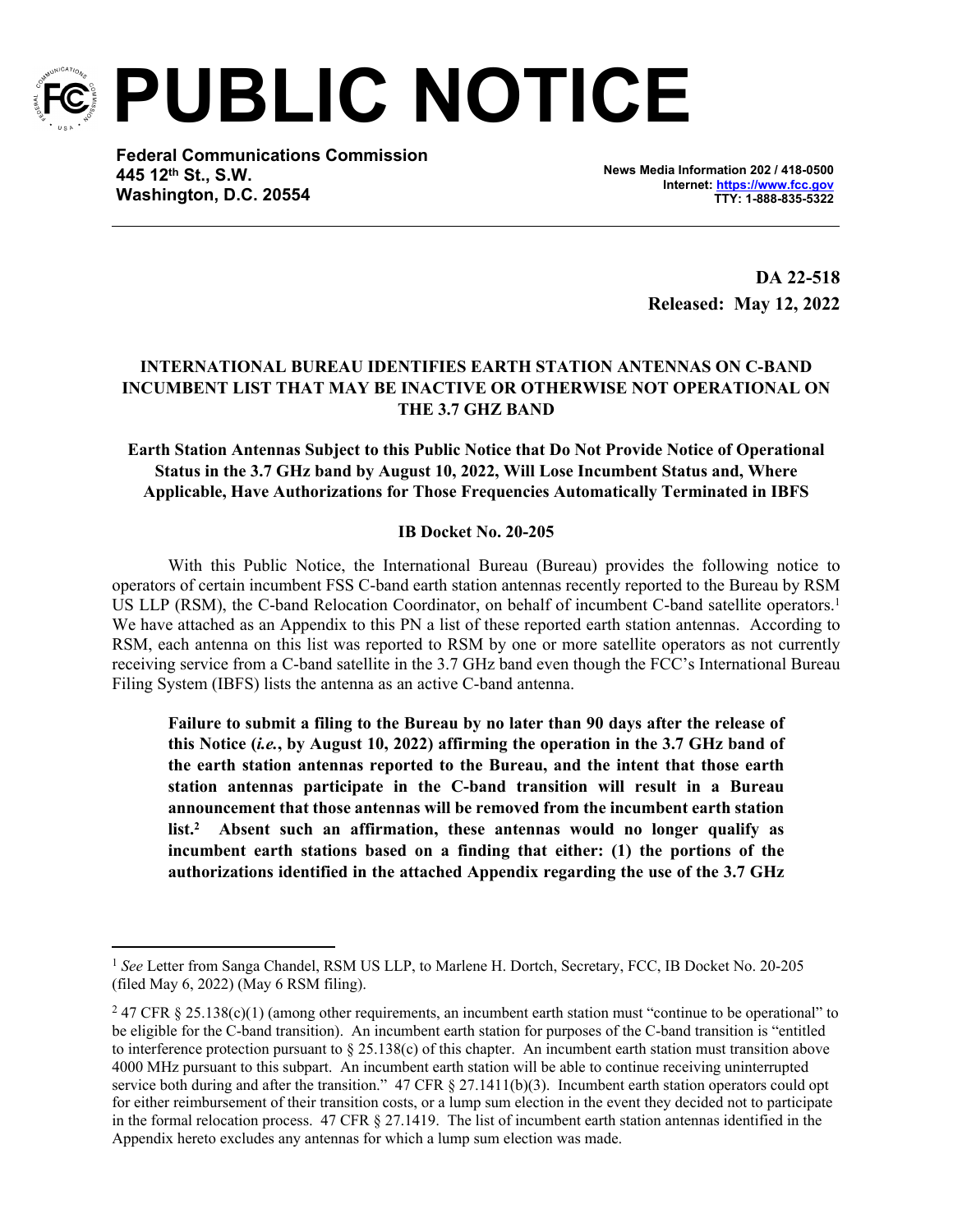# PUBLIC NOTICE

**Federal Communications Commission**
**445 12th St., S.W.**
**Washington, D.C. 20554**

**News Media Information 202 / 418-0500**
**Internet: https://www.fcc.gov**
**TTY: 1-888-835-5322**

**DA 22-518**
**Released: May 12, 2022**

**INTERNATIONAL BUREAU IDENTIFIES EARTH STATION ANTENNAS ON C-BAND INCUMBENT LIST THAT MAY BE INACTIVE OR OTHERWISE NOT OPERATIONAL ON THE 3.7 GHZ BAND**

**Earth Station Antennas Subject to this Public Notice that Do Not Provide Notice of Operational Status in the 3.7 GHz band by August 10, 2022, Will Lose Incumbent Status and, Where Applicable, Have Authorizations for Those Frequencies Automatically Terminated in IBFS**

**IB Docket No. 20-205**

With this Public Notice, the International Bureau (Bureau) provides the following notice to operators of certain incumbent FSS C-band earth station antennas recently reported to the Bureau by RSM US LLP (RSM), the C-band Relocation Coordinator, on behalf of incumbent C-band satellite operators.[1] We have attached as an Appendix to this PN a list of these reported earth station antennas. According to RSM, each antenna on this list was reported to RSM by one or more satellite operators as not currently receiving service from a C-band satellite in the 3.7 GHz band even though the FCC's International Bureau Filing System (IBFS) lists the antenna as an active C-band antenna.

> **Failure to submit a filing to the Bureau by no later than 90 days after the release of this Notice (*i.e.*, by August 10, 2022) affirming the operation in the 3.7 GHz band of the earth station antennas reported to the Bureau, and the intent that those earth station antennas participate in the C-band transition will result in a Bureau announcement that those antennas will be removed from the incumbent earth station list.[2] Absent such an affirmation, these antennas would no longer qualify as incumbent earth stations based on a finding that either: (1) the portions of the authorizations identified in the attached Appendix regarding the use of the 3.7 GHz**

---

[1] *See* Letter from Sanga Chandel, RSM US LLP, to Marlene H. Dortch, Secretary, FCC, IB Docket No. 20-205 (filed May 6, 2022) (May 6 RSM filing).

[2] 47 CFR § 25.138(c)(1) (among other requirements, an incumbent earth station must "continue to be operational" to be eligible for the C-band transition). An incumbent earth station for purposes of the C-band transition is "entitled to interference protection pursuant to § 25.138(c) of this chapter. An incumbent earth station must transition above 4000 MHz pursuant to this subpart. An incumbent earth station will be able to continue receiving uninterrupted service both during and after the transition." 47 CFR § 27.1411(b)(3). Incumbent earth station operators could opt for either reimbursement of their transition costs, or a lump sum election in the event they decided not to participate in the formal relocation process. 47 CFR § 27.1419. The list of incumbent earth station antennas identified in the Appendix hereto excludes any antennas for which a lump sum election was made.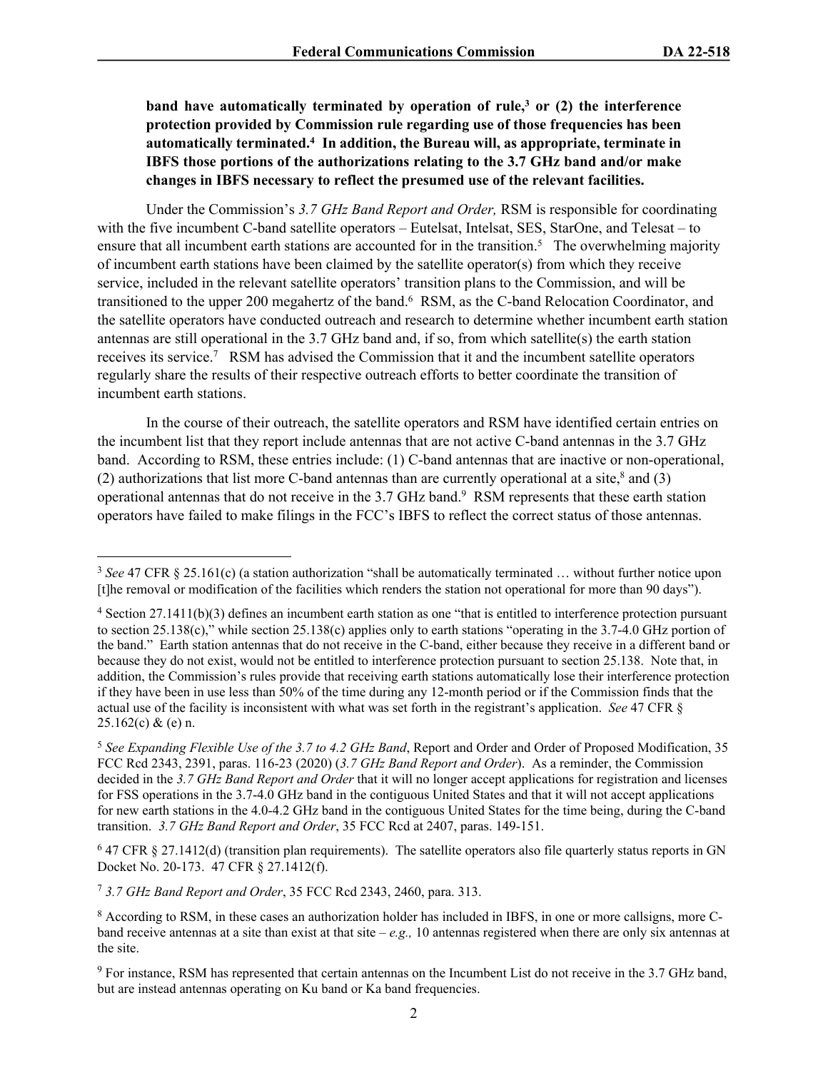**band have automatically terminated by operation of rule,[3] or (2) the interference protection provided by Commission rule regarding use of those frequencies has been automatically terminated.[4] In addition, the Bureau will, as appropriate, terminate in IBFS those portions of the authorizations relating to the 3.7 GHz band and/or make changes in IBFS necessary to reflect the presumed use of the relevant facilities.**

Under the Commission's *3.7 GHz Band Report and Order,* RSM is responsible for coordinating with the five incumbent C-band satellite operators – Eutelsat, Intelsat, SES, StarOne, and Telesat – to ensure that all incumbent earth stations are accounted for in the transition.[5] The overwhelming majority of incumbent earth stations have been claimed by the satellite operator(s) from which they receive service, included in the relevant satellite operators' transition plans to the Commission, and will be transitioned to the upper 200 megahertz of the band.[6] RSM, as the C-band Relocation Coordinator, and the satellite operators have conducted outreach and research to determine whether incumbent earth station antennas are still operational in the 3.7 GHz band and, if so, from which satellite(s) the earth station receives its service.[7] RSM has advised the Commission that it and the incumbent satellite operators regularly share the results of their respective outreach efforts to better coordinate the transition of incumbent earth stations.

In the course of their outreach, the satellite operators and RSM have identified certain entries on the incumbent list that they report include antennas that are not active C-band antennas in the 3.7 GHz band. According to RSM, these entries include: (1) C-band antennas that are inactive or non-operational, (2) authorizations that list more C-band antennas than are currently operational at a site,[8] and (3) operational antennas that do not receive in the 3.7 GHz band.[9] RSM represents that these earth station operators have failed to make filings in the FCC's IBFS to reflect the correct status of those antennas.

---

[3] *See* 47 CFR § 25.161(c) (a station authorization "shall be automatically terminated … without further notice upon [t]he removal or modification of the facilities which renders the station not operational for more than 90 days").

[4] Section 27.1411(b)(3) defines an incumbent earth station as one "that is entitled to interference protection pursuant to section 25.138(c)," while section 25.138(c) applies only to earth stations "operating in the 3.7-4.0 GHz portion of the band." Earth station antennas that do not receive in the C-band, either because they receive in a different band or because they do not exist, would not be entitled to interference protection pursuant to section 25.138. Note that, in addition, the Commission's rules provide that receiving earth stations automatically lose their interference protection if they have been in use less than 50% of the time during any 12-month period or if the Commission finds that the actual use of the facility is inconsistent with what was set forth in the registrant's application. *See* 47 CFR § 25.162(c) & (e) n.

[5] *See Expanding Flexible Use of the 3.7 to 4.2 GHz Band*, Report and Order and Order of Proposed Modification, 35 FCC Rcd 2343, 2391, paras. 116-23 (2020) (*3.7 GHz Band Report and Order*). As a reminder, the Commission decided in the *3.7 GHz Band Report and Order* that it will no longer accept applications for registration and licenses for FSS operations in the 3.7-4.0 GHz band in the contiguous United States and that it will not accept applications for new earth stations in the 4.0-4.2 GHz band in the contiguous United States for the time being, during the C-band transition. *3.7 GHz Band Report and Order*, 35 FCC Rcd at 2407, paras. 149-151.

[6] 47 CFR § 27.1412(d) (transition plan requirements). The satellite operators also file quarterly status reports in GN Docket No. 20-173. 47 CFR § 27.1412(f).

[7] *3.7 GHz Band Report and Order*, 35 FCC Rcd 2343, 2460, para. 313.

[8] According to RSM, in these cases an authorization holder has included in IBFS, in one or more callsigns, more C-band receive antennas at a site than exist at that site – *e.g.,* 10 antennas registered when there are only six antennas at the site.

[9] For instance, RSM has represented that certain antennas on the Incumbent List do not receive in the 3.7 GHz band, but are instead antennas operating on Ku band or Ka band frequencies.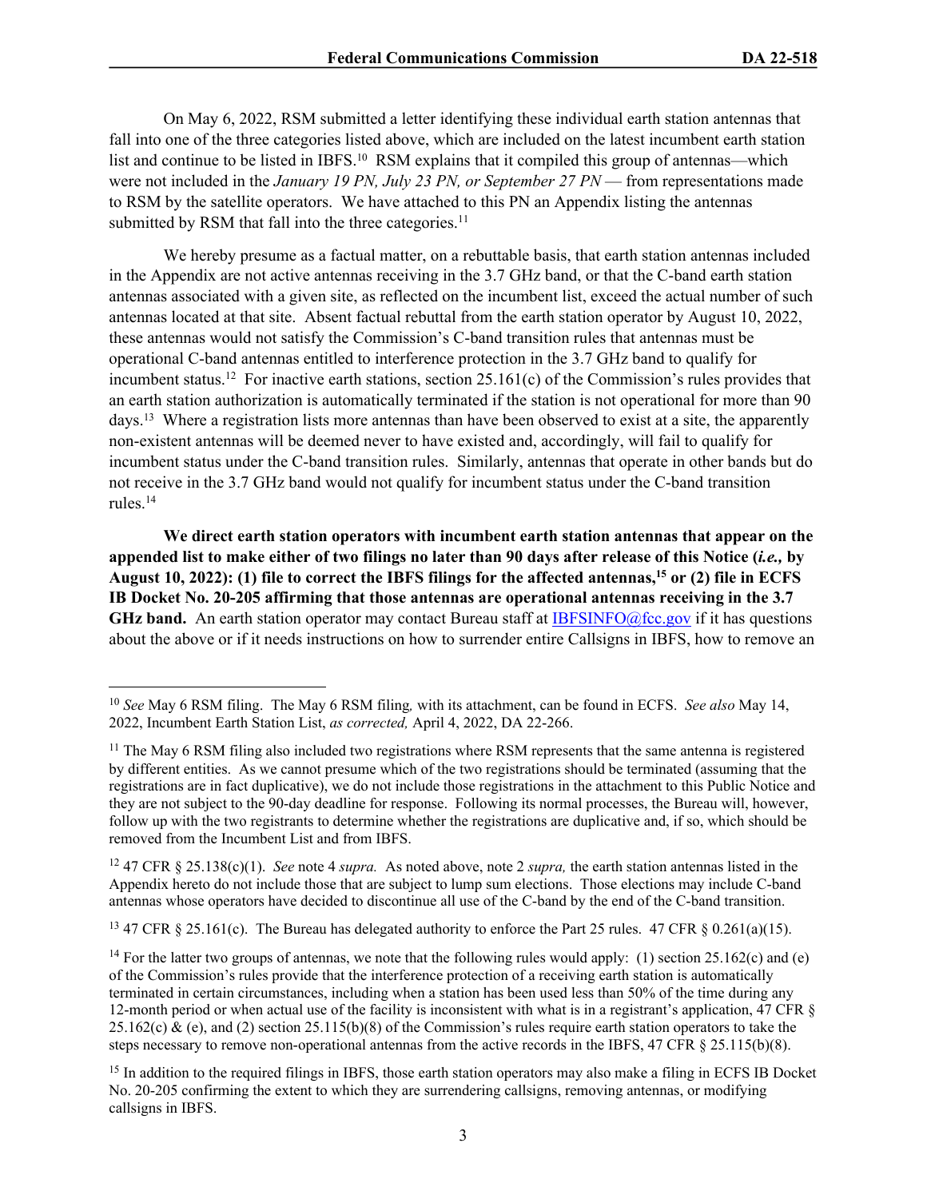On May 6, 2022, RSM submitted a letter identifying these individual earth station antennas that fall into one of the three categories listed above, which are included on the latest incumbent earth station list and continue to be listed in IBFS.[10] RSM explains that it compiled this group of antennas—which were not included in the *January 19 PN, July 23 PN, or September 27 PN* — from representations made to RSM by the satellite operators. We have attached to this PN an Appendix listing the antennas submitted by RSM that fall into the three categories.[11]

We hereby presume as a factual matter, on a rebuttable basis, that earth station antennas included in the Appendix are not active antennas receiving in the 3.7 GHz band, or that the C-band earth station antennas associated with a given site, as reflected on the incumbent list, exceed the actual number of such antennas located at that site. Absent factual rebuttal from the earth station operator by August 10, 2022, these antennas would not satisfy the Commission's C-band transition rules that antennas must be operational C-band antennas entitled to interference protection in the 3.7 GHz band to qualify for incumbent status.[12] For inactive earth stations, section 25.161(c) of the Commission's rules provides that an earth station authorization is automatically terminated if the station is not operational for more than 90 days.[13] Where a registration lists more antennas than have been observed to exist at a site, the apparently non-existent antennas will be deemed never to have existed and, accordingly, will fail to qualify for incumbent status under the C-band transition rules. Similarly, antennas that operate in other bands but do not receive in the 3.7 GHz band would not qualify for incumbent status under the C-band transition rules.[14]

**We direct earth station operators with incumbent earth station antennas that appear on the appended list to make either of two filings no later than 90 days after release of this Notice (*i.e.,* by August 10, 2022): (1) file to correct the IBFS filings for the affected antennas,[15] or (2) file in ECFS IB Docket No. 20-205 affirming that those antennas are operational antennas receiving in the 3.7 GHz band.** An earth station operator may contact Bureau staff at IBFSINFO@fcc.gov if it has questions about the above or if it needs instructions on how to surrender entire Callsigns in IBFS, how to remove an

---

[10] *See* May 6 RSM filing. The May 6 RSM filing*,* with its attachment, can be found in ECFS. *See also* May 14, 2022, Incumbent Earth Station List, *as corrected,* April 4, 2022, DA 22-266.

[11] The May 6 RSM filing also included two registrations where RSM represents that the same antenna is registered by different entities. As we cannot presume which of the two registrations should be terminated (assuming that the registrations are in fact duplicative), we do not include those registrations in the attachment to this Public Notice and they are not subject to the 90-day deadline for response. Following its normal processes, the Bureau will, however, follow up with the two registrants to determine whether the registrations are duplicative and, if so, which should be removed from the Incumbent List and from IBFS.

[12] 47 CFR § 25.138(c)(1). *See* note 4 *supra.* As noted above, note 2 *supra,* the earth station antennas listed in the Appendix hereto do not include those that are subject to lump sum elections. Those elections may include C-band antennas whose operators have decided to discontinue all use of the C-band by the end of the C-band transition.

[13] 47 CFR § 25.161(c). The Bureau has delegated authority to enforce the Part 25 rules. 47 CFR § 0.261(a)(15).

[14] For the latter two groups of antennas, we note that the following rules would apply: (1) section 25.162(c) and (e) of the Commission's rules provide that the interference protection of a receiving earth station is automatically terminated in certain circumstances, including when a station has been used less than 50% of the time during any 12-month period or when actual use of the facility is inconsistent with what is in a registrant's application, 47 CFR § 25.162(c) & (e), and (2) section 25.115(b)(8) of the Commission's rules require earth station operators to take the steps necessary to remove non-operational antennas from the active records in the IBFS, 47 CFR § 25.115(b)(8).

[15] In addition to the required filings in IBFS, those earth station operators may also make a filing in ECFS IB Docket No. 20-205 confirming the extent to which they are surrendering callsigns, removing antennas, or modifying callsigns in IBFS.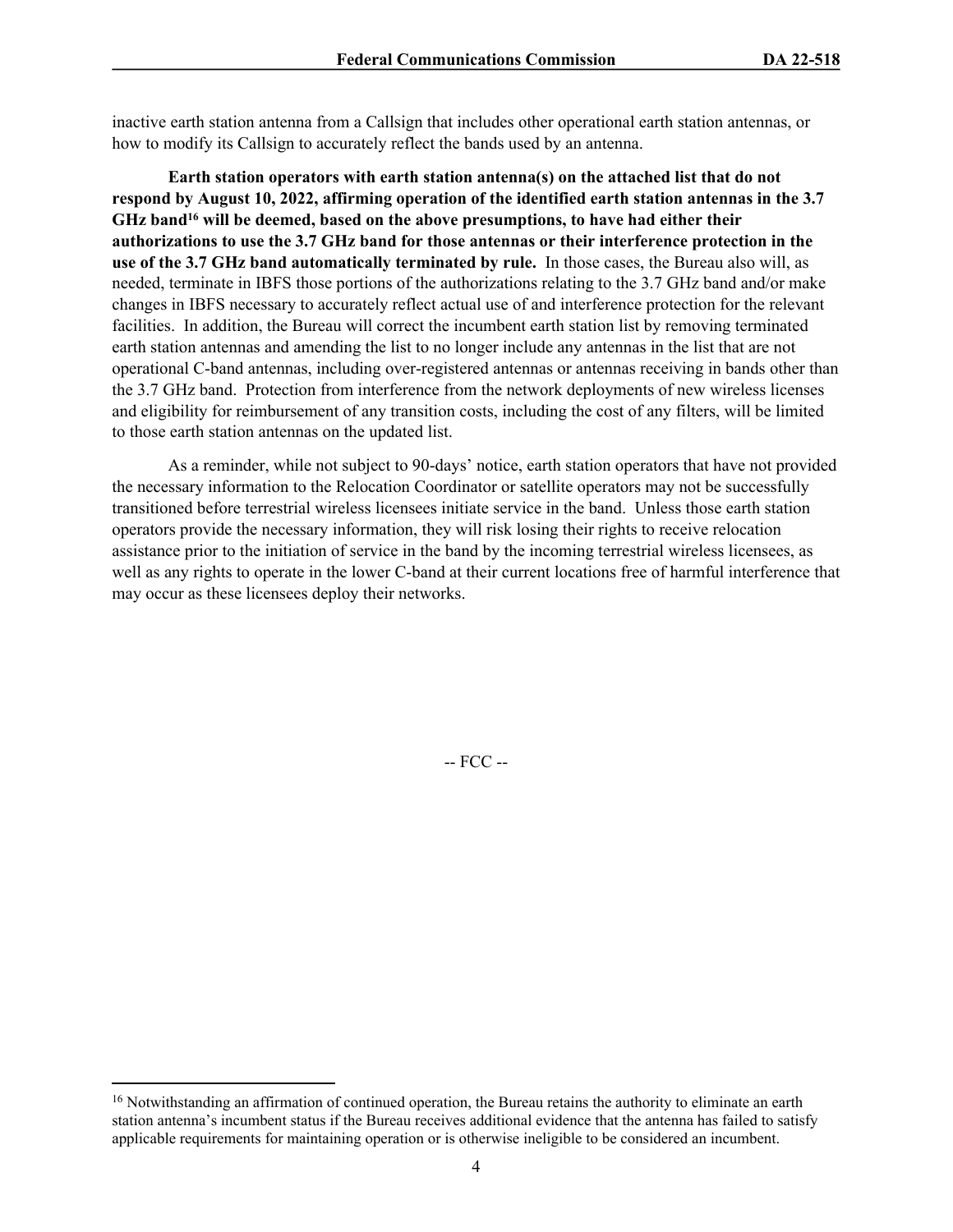inactive earth station antenna from a Callsign that includes other operational earth station antennas, or how to modify its Callsign to accurately reflect the bands used by an antenna.

**Earth station operators with earth station antenna(s) on the attached list that do not respond by August 10, 2022, affirming operation of the identified earth station antennas in the 3.7 GHz band[16] will be deemed, based on the above presumptions, to have had either their authorizations to use the 3.7 GHz band for those antennas or their interference protection in the use of the 3.7 GHz band automatically terminated by rule.** In those cases, the Bureau also will, as needed, terminate in IBFS those portions of the authorizations relating to the 3.7 GHz band and/or make changes in IBFS necessary to accurately reflect actual use of and interference protection for the relevant facilities. In addition, the Bureau will correct the incumbent earth station list by removing terminated earth station antennas and amending the list to no longer include any antennas in the list that are not operational C-band antennas, including over-registered antennas or antennas receiving in bands other than the 3.7 GHz band. Protection from interference from the network deployments of new wireless licenses and eligibility for reimbursement of any transition costs, including the cost of any filters, will be limited to those earth station antennas on the updated list.

As a reminder, while not subject to 90-days' notice, earth station operators that have not provided the necessary information to the Relocation Coordinator or satellite operators may not be successfully transitioned before terrestrial wireless licensees initiate service in the band. Unless those earth station operators provide the necessary information, they will risk losing their rights to receive relocation assistance prior to the initiation of service in the band by the incoming terrestrial wireless licensees, as well as any rights to operate in the lower C-band at their current locations free of harmful interference that may occur as these licensees deploy their networks.

-- FCC --

[16] Notwithstanding an affirmation of continued operation, the Bureau retains the authority to eliminate an earth station antenna's incumbent status if the Bureau receives additional evidence that the antenna has failed to satisfy applicable requirements for maintaining operation or is otherwise ineligible to be considered an incumbent.